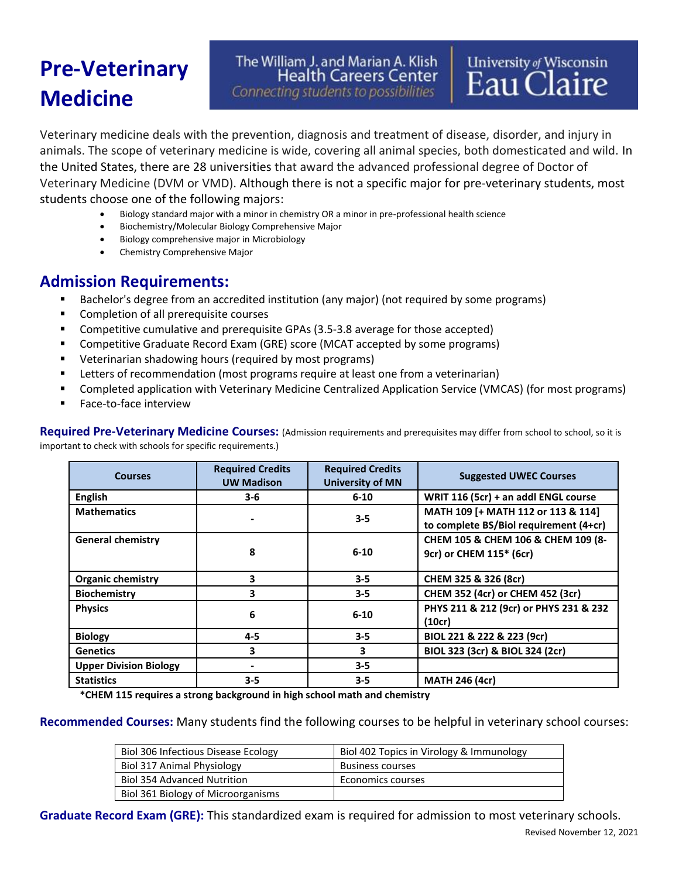# Pre-Veterinary Medicine

The William J. and Marian A. Klish Health Careers Center
*Connecting students to possibilities*
University of Wisconsin Eau Claire

Veterinary medicine deals with the prevention, diagnosis and treatment of disease, disorder, and injury in animals. The scope of veterinary medicine is wide, covering all animal species, both domesticated and wild. In the United States, there are 28 universities that award the advanced professional degree of Doctor of Veterinary Medicine (DVM or VMD). Although there is not a specific major for pre-veterinary students, most students choose one of the following majors:

- Biology standard major with a minor in chemistry OR a minor in pre-professional health science
- Biochemistry/Molecular Biology Comprehensive Major
- Biology comprehensive major in Microbiology
- Chemistry Comprehensive Major

## Admission Requirements:

- Bachelor's degree from an accredited institution (any major) (not required by some programs)
- Completion of all prerequisite courses
- Competitive cumulative and prerequisite GPAs (3.5-3.8 average for those accepted)
- Competitive Graduate Record Exam (GRE) score (MCAT accepted by some programs)
- Veterinarian shadowing hours (required by most programs)
- Letters of recommendation (most programs require at least one from a veterinarian)
- Completed application with Veterinary Medicine Centralized Application Service (VMCAS) (for most programs)
- Face-to-face interview

**Required Pre-Veterinary Medicine Courses:** (Admission requirements and prerequisites may differ from school to school, so it is important to check with schools for specific requirements.)

| Courses | Required Credits UW Madison | Required Credits University of MN | Suggested UWEC Courses |
|---|---|---|---|
| **English** | 3-6 | 6-10 | **WRIT 116 (5cr) + an addl ENGL course** |
| **Mathematics** | - | 3-5 | **MATH 109 [+ MATH 112 or 113 & 114] to complete BS/Biol requirement (4+cr)** |
| **General chemistry** | 8 | 6-10 | **CHEM 105 & CHEM 106 & CHEM 109 (8-9cr) or CHEM 115* (6cr)** |
| **Organic chemistry** | 3 | 3-5 | **CHEM 325 & 326 (8cr)** |
| **Biochemistry** | 3 | 3-5 | **CHEM 352 (4cr) or CHEM 452 (3cr)** |
| **Physics** | 6 | 6-10 | **PHYS 211 & 212 (9cr) or PHYS 231 & 232 (10cr)** |
| **Biology** | 4-5 | 3-5 | **BIOL 221 & 222 & 223 (9cr)** |
| **Genetics** | 3 | 3 | **BIOL 323 (3cr) & BIOL 324 (2cr)** |
| **Upper Division Biology** | - | 3-5 | |
| **Statistics** | 3-5 | 3-5 | **MATH 246 (4cr)** |

**\*CHEM 115 requires a strong background in high school math and chemistry**

**Recommended Courses:** Many students find the following courses to be helpful in veterinary school courses:

| | |
|---|---|
| Biol 306 Infectious Disease Ecology | Biol 402 Topics in Virology & Immunology |
| Biol 317 Animal Physiology | Business courses |
| Biol 354 Advanced Nutrition | Economics courses |
| Biol 361 Biology of Microorganisms | |

**Graduate Record Exam (GRE):** This standardized exam is required for admission to most veterinary schools.

Revised November 12, 2021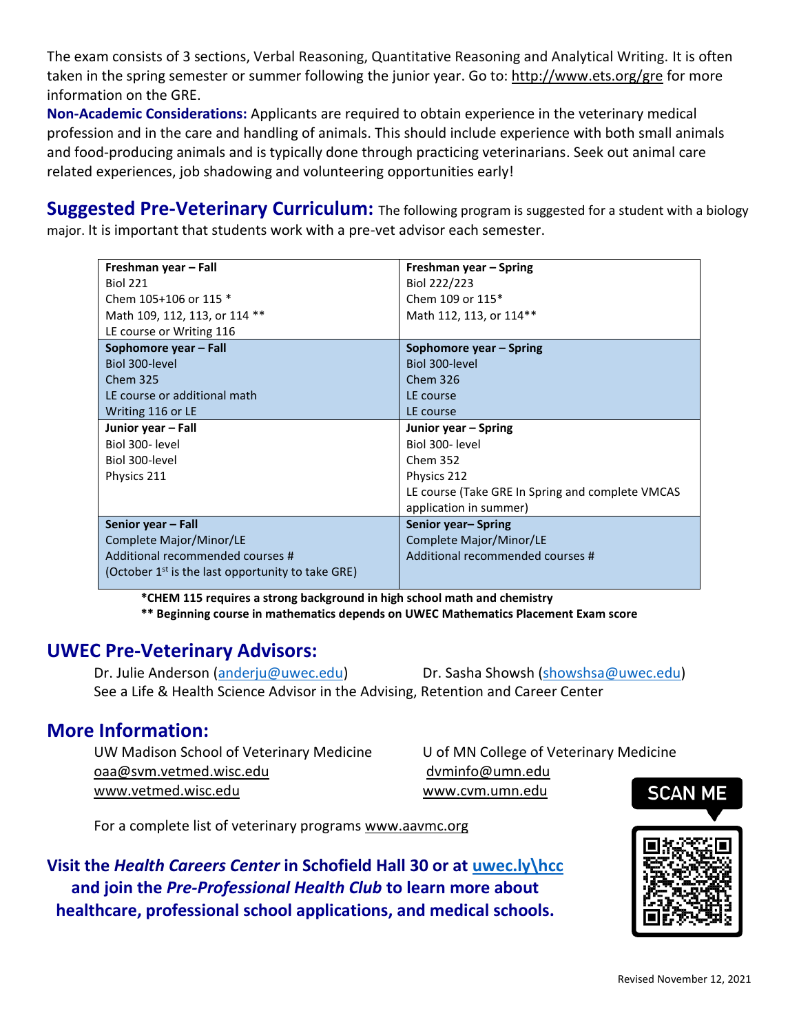The exam consists of 3 sections, Verbal Reasoning, Quantitative Reasoning and Analytical Writing. It is often taken in the spring semester or summer following the junior year. Go to: http://www.ets.org/gre for more information on the GRE.

**Non-Academic Considerations:** Applicants are required to obtain experience in the veterinary medical profession and in the care and handling of animals. This should include experience with both small animals and food-producing animals and is typically done through practicing veterinarians. Seek out animal care related experiences, job shadowing and volunteering opportunities early!

## Suggested Pre-Veterinary Curriculum:

The following program is suggested for a student with a biology major. It is important that students work with a pre-vet advisor each semester.

| | |
|---|---|
| **Freshman year – Fall**<br>Biol 221<br>Chem 105+106 or 115 *<br>Math 109, 112, 113, or 114 **<br>LE course or Writing 116 | **Freshman year – Spring**<br>Biol 222/223<br>Chem 109 or 115*<br>Math 112, 113, or 114** |
| **Sophomore year – Fall**<br>Biol 300-level<br>Chem 325<br>LE course or additional math<br>Writing 116 or LE | **Sophomore year – Spring**<br>Biol 300-level<br>Chem 326<br>LE course<br>LE course |
| **Junior year – Fall**<br>Biol 300- level<br>Biol 300-level<br>Physics 211 | **Junior year – Spring**<br>Biol 300- level<br>Chem 352<br>Physics 212<br>LE course (Take GRE In Spring and complete VMCAS application in summer) |
| **Senior year – Fall**<br>Complete Major/Minor/LE<br>Additional recommended courses #<br>(October 1st is the last opportunity to take GRE) | **Senior year– Spring**<br>Complete Major/Minor/LE<br>Additional recommended courses # |

**\*CHEM 115 requires a strong background in high school math and chemistry**
**\*\* Beginning course in mathematics depends on UWEC Mathematics Placement Exam score**

## UWEC Pre-Veterinary Advisors:

Dr. Julie Anderson (anderju@uwec.edu)

Dr. Sasha Showsh (showshsa@uwec.edu)

See a Life & Health Science Advisor in the Advising, Retention and Career Center

## More Information:

UW Madison School of Veterinary Medicine
oaa@svm.vetmed.wisc.edu
www.vetmed.wisc.edu

U of MN College of Veterinary Medicine
dvminfo@umn.edu
www.cvm.umn.edu

For a complete list of veterinary programs www.aavmc.org

**Visit the *Health Careers Center* in Schofield Hall 30 or at uwec.ly\hcc and join the *Pre-Professional Health Club* to learn more about healthcare, professional school applications, and medical schools.**

SCAN ME

Revised November 12, 2021